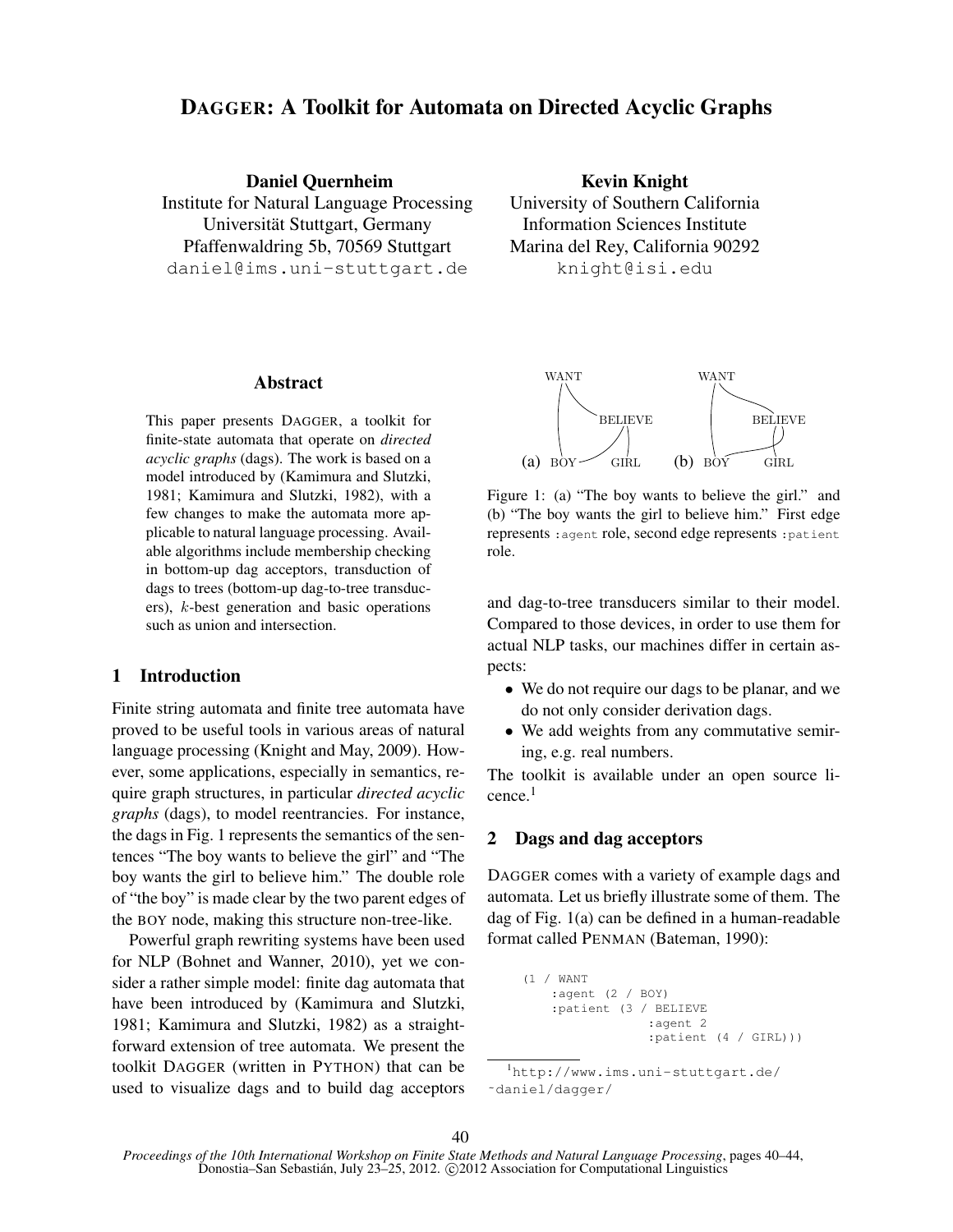# DAGGER: A Toolkit for Automata on Directed Acyclic Graphs

**Daniel Quernheim**
Institute for Natural Language Processing
Universität Stuttgart, Germany
Pfaffenwaldring 5b, 70569 Stuttgart
daniel@ims.uni-stuttgart.de

**Kevin Knight**
University of Southern California
Information Sciences Institute
Marina del Rey, California 90292
knight@isi.edu

## Abstract

This paper presents DAGGER, a toolkit for finite-state automata that operate on *directed acyclic graphs* (dags). The work is based on a model introduced by (Kamimura and Slutzki, 1981; Kamimura and Slutzki, 1982), with a few changes to make the automata more applicable to natural language processing. Available algorithms include membership checking in bottom-up dag acceptors, transduction of dags to trees (bottom-up dag-to-tree transducers), $k$-best generation and basic operations such as union and intersection.

## 1 Introduction

Finite string automata and finite tree automata have proved to be useful tools in various areas of natural language processing (Knight and May, 2009). However, some applications, especially in semantics, require graph structures, in particular *directed acyclic graphs* (dags), to model reentrancies. For instance, the dags in Fig. 1 represents the semantics of the sentences "The boy wants to believe the girl" and "The boy wants the girl to believe him." The double role of "the boy" is made clear by the two parent edges of the BOY node, making this structure non-tree-like.

Powerful graph rewriting systems have been used for NLP (Bohnet and Wanner, 2010), yet we consider a rather simple model: finite dag automata that have been introduced by (Kamimura and Slutzki, 1981; Kamimura and Slutzki, 1982) as a straightforward extension of tree automata. We present the toolkit DAGGER (written in PYTHON) that can be used to visualize dags and to build dag acceptors and dag-to-tree transducers similar to their model. Compared to those devices, in order to use them for actual NLP tasks, our machines differ in certain aspects:

- We do not require our dags to be planar, and we do not only consider derivation dags.
- We add weights from any commutative semiring, e.g. real numbers.

The toolkit is available under an open source licence.[1]

Figure 1: (a) "The boy wants to believe the girl." and (b) "The boy wants the girl to believe him." First edge represents `:agent` role, second edge represents `:patient` role.

## 2 Dags and dag acceptors

DAGGER comes with a variety of example dags and automata. Let us briefly illustrate some of them. The dag of Fig. 1(a) can be defined in a human-readable format called PENMAN (Bateman, 1990):

```
(1 / WANT
    :agent (2 / BOY)
    :patient (3 / BELIEVE
                 :agent 2
                 :patient (4 / GIRL)))
```

[1] http://www.ims.uni-stuttgart.de/~daniel/dagger/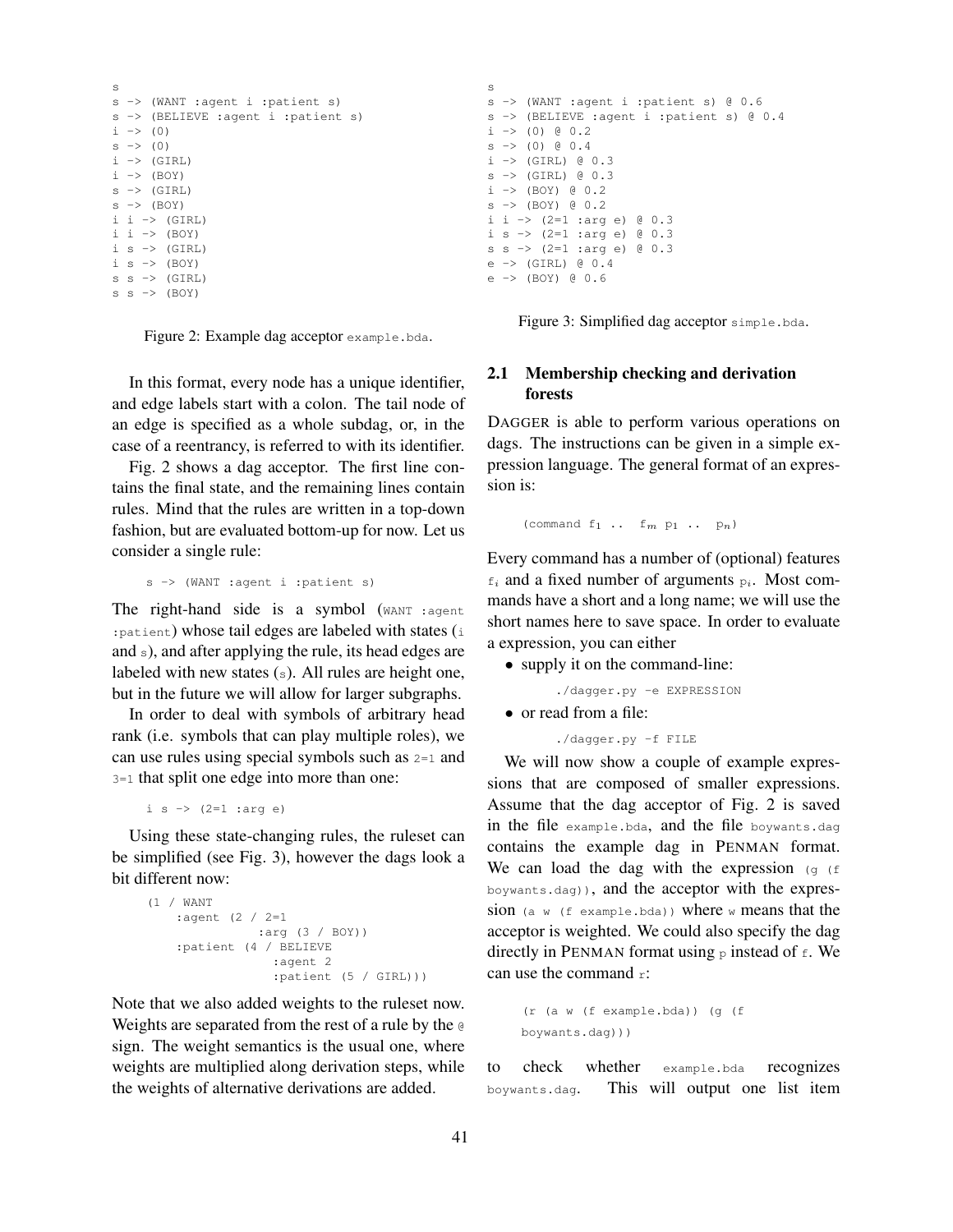```
s
s -> (WANT :agent i :patient s)
s -> (BELIEVE :agent i :patient s)
i -> (0)
s -> (0)
i -> (GIRL)
i -> (BOY)
s -> (GIRL)
s -> (BOY)
i i -> (GIRL)
i i -> (BOY)
i s -> (GIRL)
i s -> (BOY)
s s -> (GIRL)
s s -> (BOY)
```

Figure 2: Example dag acceptor `example.bda`.

In this format, every node has a unique identifier, and edge labels start with a colon. The tail node of an edge is specified as a whole subdag, or, in the case of a reentrancy, is referred to with its identifier.

Fig. 2 shows a dag acceptor. The first line contains the final state, and the remaining lines contain rules. Mind that the rules are written in a top-down fashion, but are evaluated bottom-up for now. Let us consider a single rule:

```
s -> (WANT :agent i :patient s)
```

The right-hand side is a symbol (`WANT :agent :patient`) whose tail edges are labeled with states (`i` and `s`), and after applying the rule, its head edges are labeled with new states (`s`). All rules are height one, but in the future we will allow for larger subgraphs.

In order to deal with symbols of arbitrary head rank (i.e. symbols that can play multiple roles), we can use rules using special symbols such as `2=1` and `3=1` that split one edge into more than one:

```
i s -> (2=1 :arg e)
```

Using these state-changing rules, the ruleset can be simplified (see Fig. 3), however the dags look a bit different now:

```
(1 / WANT
    :agent (2 / 2=1
               :arg (3 / BOY))
    :patient (4 / BELIEVE
                 :agent 2
                 :patient (5 / GIRL)))
```

Note that we also added weights to the ruleset now. Weights are separated from the rest of a rule by the `@` sign. The weight semantics is the usual one, where weights are multiplied along derivation steps, while the weights of alternative derivations are added.

```
s
s -> (WANT :agent i :patient s) @ 0.6
s -> (BELIEVE :agent i :patient s) @ 0.4
i -> (0) @ 0.2
s -> (0) @ 0.4
i -> (GIRL) @ 0.3
s -> (GIRL) @ 0.3
i -> (BOY) @ 0.2
s -> (BOY) @ 0.2
i i -> (2=1 :arg e) @ 0.3
i s -> (2=1 :arg e) @ 0.3
s s -> (2=1 :arg e) @ 0.3
e -> (GIRL) @ 0.4
e -> (BOY) @ 0.6
```

Figure 3: Simplified dag acceptor `simple.bda`.

## 2.1 Membership checking and derivation forests

DAGGER is able to perform various operations on dags. The instructions can be given in a simple expression language. The general format of an expression is:

```
(command f1 .. fm p1 .. pn)
```

Every command has a number of (optional) features $f_i$ and a fixed number of arguments $p_i$. Most commands have a short and a long name; we will use the short names here to save space. In order to evaluate a expression, you can either

- supply it on the command-line:

  ```
  ./dagger.py -e EXPRESSION
  ```

- or read from a file:

  ```
  ./dagger.py -f FILE
  ```

We will now show a couple of example expressions that are composed of smaller expressions. Assume that the dag acceptor of Fig. 2 is saved in the file `example.bda`, and the file `boywants.dag` contains the example dag in PENMAN format. We can load the dag with the expression `(g (f boywants.dag))`, and the acceptor with the expression `(a w (f example.bda))` where `w` means that the acceptor is weighted. We could also specify the dag directly in PENMAN format using `p` instead of `f`. We can use the command `r`:

```
(r (a w (f example.bda)) (g (f
boywants.dag)))
```

to check whether `example.bda` recognizes `boywants.dag`. This will output one list item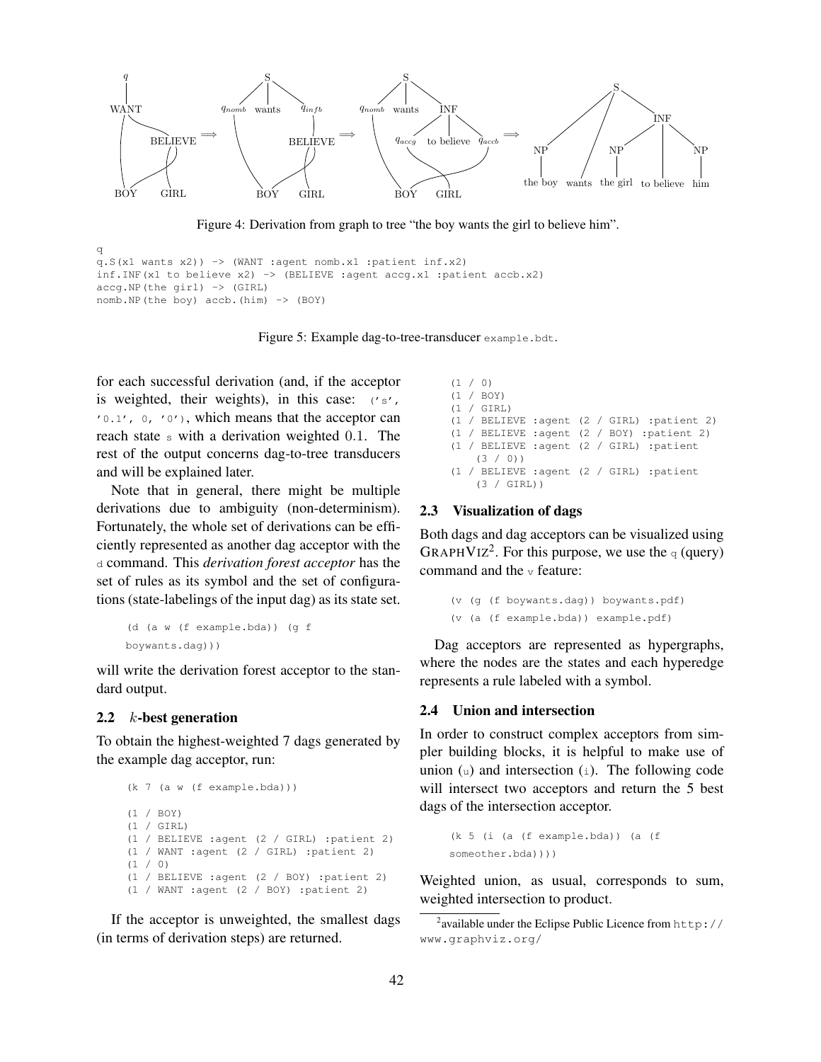Figure 4: Derivation from graph to tree "the boy wants the girl to believe him".

```
q
q.S(x1 wants x2)) -> (WANT :agent nomb.x1 :patient inf.x2)
inf.INF(x1 to believe x2) -> (BELIEVE :agent accg.x1 :patient accb.x2)
accg.NP(the girl) -> (GIRL)
nomb.NP(the boy) accb.(him) -> (BOY)
```

Figure 5: Example dag-to-tree-transducer `example.bdt`.

for each successful derivation (and, if the acceptor is weighted, their weights), in this case: `('s', '0.1', 0, '0')`, which means that the acceptor can reach state `s` with a derivation weighted 0.1. The rest of the output concerns dag-to-tree transducers and will be explained later.

Note that in general, there might be multiple derivations due to ambiguity (non-determinism). Fortunately, the whole set of derivations can be efficiently represented as another dag acceptor with the `d` command. This *derivation forest acceptor* has the set of rules as its symbol and the set of configurations (state-labelings of the input dag) as its state set.

```
(d (a w (f example.bda)) (g f
boywants.dag)))
```

will write the derivation forest acceptor to the standard output.

### 2.2 $k$-best generation

To obtain the highest-weighted 7 dags generated by the example dag acceptor, run:

```
(k 7 (a w (f example.bda)))

(1 / BOY)
(1 / GIRL)
(1 / BELIEVE :agent (2 / GIRL) :patient 2)
(1 / WANT :agent (2 / GIRL) :patient 2)
(1 / 0)
(1 / BELIEVE :agent (2 / BOY) :patient 2)
(1 / WANT :agent (2 / BOY) :patient 2)
```

If the acceptor is unweighted, the smallest dags (in terms of derivation steps) are returned.

```
(1 / 0)
(1 / BOY)
(1 / GIRL)
(1 / BELIEVE :agent (2 / GIRL) :patient 2)
(1 / BELIEVE :agent (2 / BOY) :patient 2)
(1 / BELIEVE :agent (2 / GIRL) :patient
    (3 / 0))
(1 / BELIEVE :agent (2 / GIRL) :patient
    (3 / GIRL))
```

### 2.3 Visualization of dags

Both dags and dag acceptors can be visualized using GraphViz[2]. For this purpose, we use the `q` (query) command and the `v` feature:

```
(v (g (f boywants.dag)) boywants.pdf)
(v (a (f example.bda)) example.pdf)
```

Dag acceptors are represented as hypergraphs, where the nodes are the states and each hyperedge represents a rule labeled with a symbol.

### 2.4 Union and intersection

In order to construct complex acceptors from simpler building blocks, it is helpful to make use of union (`u`) and intersection (`i`). The following code will intersect two acceptors and return the 5 best dags of the intersection acceptor.

```
(k 5 (i (a (f example.bda)) (a (f
someother.bda))))
```

Weighted union, as usual, corresponds to sum, weighted intersection to product.

[2] available under the Eclipse Public Licence from http://www.graphviz.org/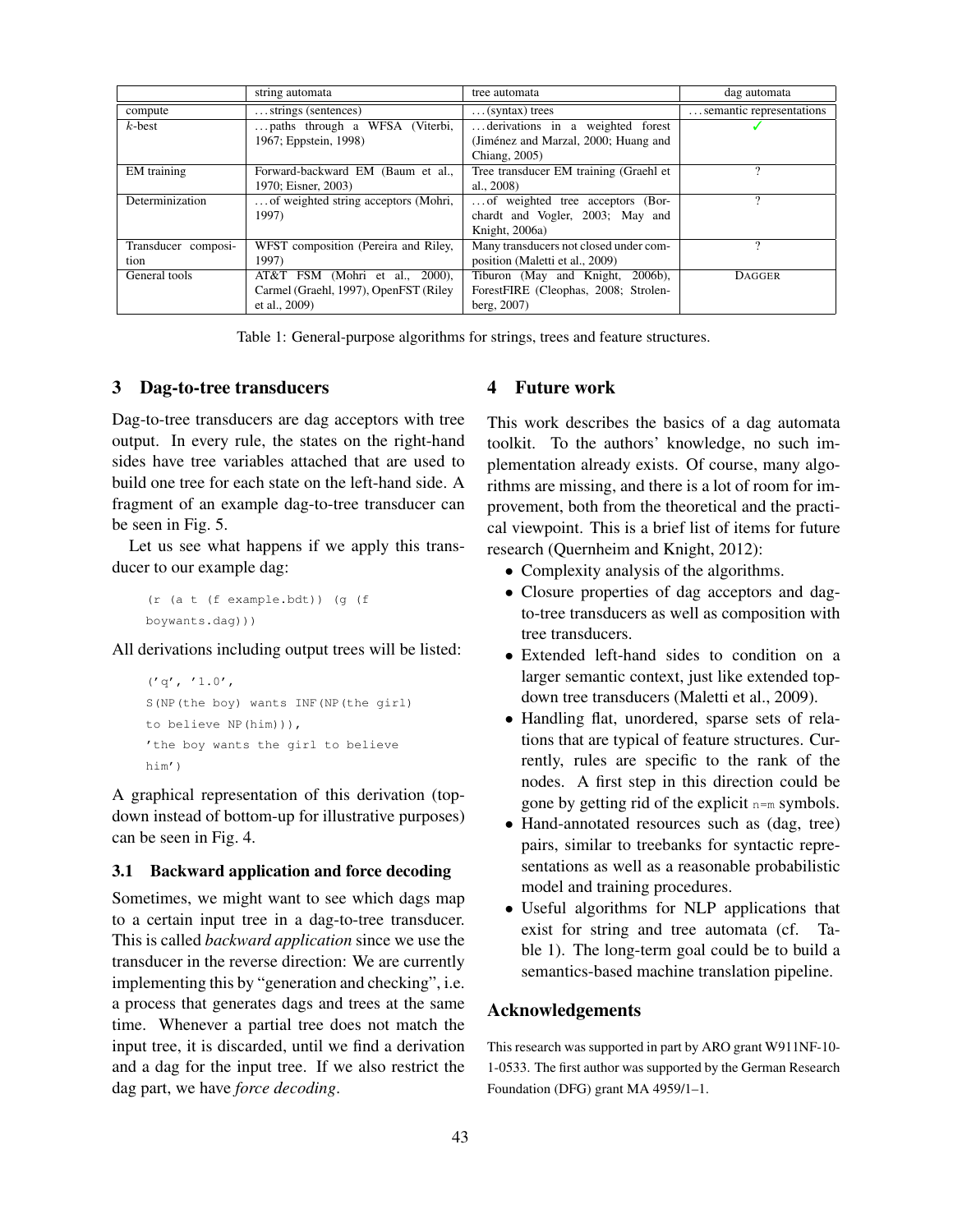| | string automata | tree automata | dag automata |
|---|---|---|---|
| compute | ...strings (sentences) | ...(syntax) trees | ...semantic representations |
| $k$-best | ...paths through a WFSA (Viterbi, 1967; Eppstein, 1998) | ...derivations in a weighted forest (Jiménez and Marzal, 2000; Huang and Chiang, 2005) | ✓ |
| EM training | Forward-backward EM (Baum et al., 1970; Eisner, 2003) | Tree transducer EM training (Graehl et al., 2008) | ? |
| Determinization | ...of weighted string acceptors (Mohri, 1997) | ...of weighted tree acceptors (Borchardt and Vogler, 2003; May and Knight, 2006a) | ? |
| Transducer composition | WFST composition (Pereira and Riley, 1997) | Many transducers not closed under composition (Maletti et al., 2009) | ? |
| General tools | AT&T FSM (Mohri et al., 2000), Carmel (Graehl, 1997), OpenFST (Riley et al., 2009) | Tiburon (May and Knight, 2006b), ForestFIRE (Cleophas, 2008; Strolenberg, 2007) | DAGGER |

Table 1: General-purpose algorithms for strings, trees and feature structures.

## 3 Dag-to-tree transducers

Dag-to-tree transducers are dag acceptors with tree output. In every rule, the states on the right-hand sides have tree variables attached that are used to build one tree for each state on the left-hand side. A fragment of an example dag-to-tree transducer can be seen in Fig. 5.

Let us see what happens if we apply this transducer to our example dag:

```
(r (a t (f example.bdt)) (g (f
boywants.dag)))
```

All derivations including output trees will be listed:

```
('q', '1.0',
S(NP(the boy) wants INF(NP(the girl)
to believe NP(him))),
'the boy wants the girl to believe
him')
```

A graphical representation of this derivation (top-down instead of bottom-up for illustrative purposes) can be seen in Fig. 4.

### 3.1 Backward application and force decoding

Sometimes, we might want to see which dags map to a certain input tree in a dag-to-tree transducer. This is called *backward application* since we use the transducer in the reverse direction: We are currently implementing this by "generation and checking", i.e. a process that generates dags and trees at the same time. Whenever a partial tree does not match the input tree, it is discarded, until we find a derivation and a dag for the input tree. If we also restrict the dag part, we have *force decoding*.

## 4 Future work

This work describes the basics of a dag automata toolkit. To the authors' knowledge, no such implementation already exists. Of course, many algorithms are missing, and there is a lot of room for improvement, both from the theoretical and the practical viewpoint. This is a brief list of items for future research (Quernheim and Knight, 2012):

- Complexity analysis of the algorithms.
- Closure properties of dag acceptors and dag-to-tree transducers as well as composition with tree transducers.
- Extended left-hand sides to condition on a larger semantic context, just like extended top-down tree transducers (Maletti et al., 2009).
- Handling flat, unordered, sparse sets of relations that are typical of feature structures. Currently, rules are specific to the rank of the nodes. A first step in this direction could be gone by getting rid of the explicit `n=m` symbols.
- Hand-annotated resources such as (dag, tree) pairs, similar to treebanks for syntactic representations as well as a reasonable probabilistic model and training procedures.
- Useful algorithms for NLP applications that exist for string and tree automata (cf. Table 1). The long-term goal could be to build a semantics-based machine translation pipeline.

## Acknowledgements

This research was supported in part by ARO grant W911NF-10-1-0533. The first author was supported by the German Research Foundation (DFG) grant MA 4959/1–1.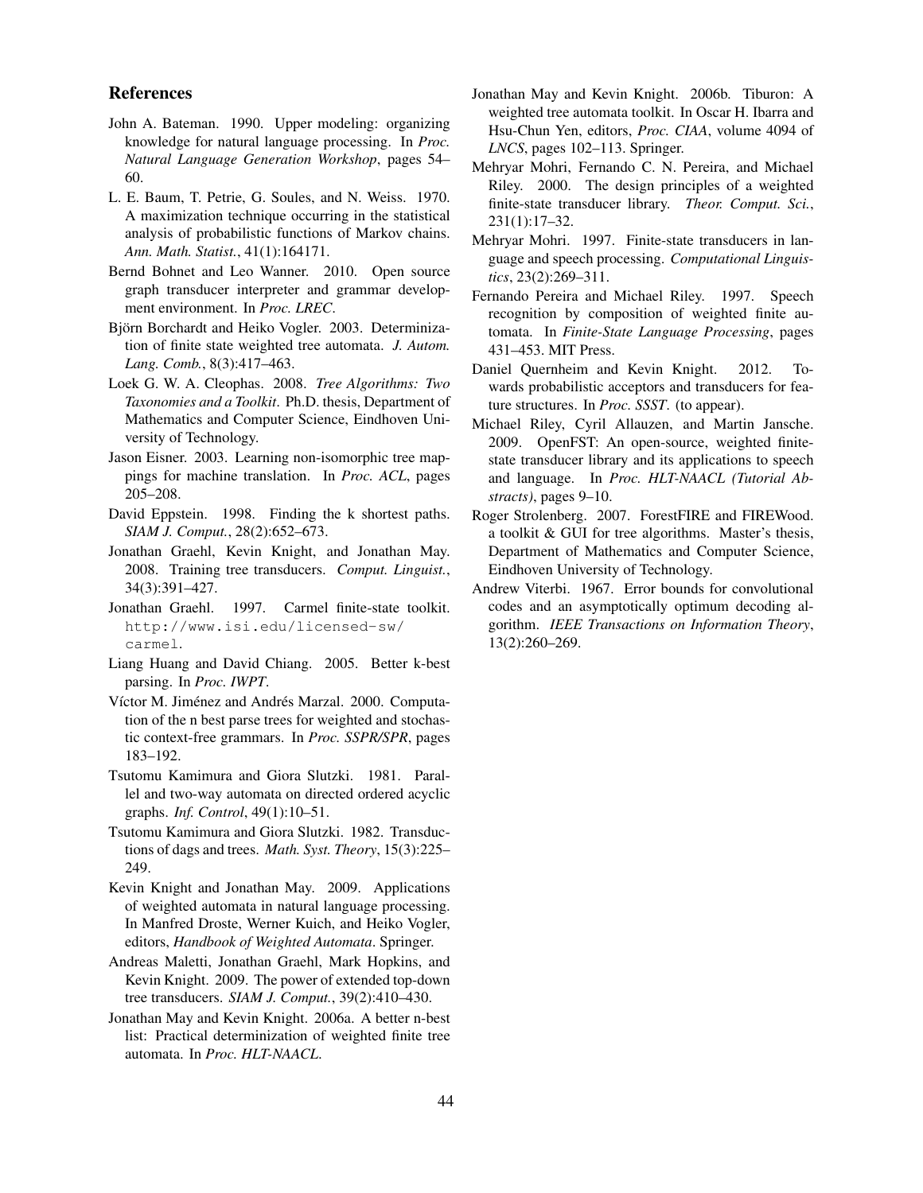## References

John A. Bateman. 1990. Upper modeling: organizing knowledge for natural language processing. In *Proc. Natural Language Generation Workshop*, pages 54–60.

L. E. Baum, T. Petrie, G. Soules, and N. Weiss. 1970. A maximization technique occurring in the statistical analysis of probabilistic functions of Markov chains. *Ann. Math. Statist.*, 41(1):164171.

Bernd Bohnet and Leo Wanner. 2010. Open source graph transducer interpreter and grammar development environment. In *Proc. LREC*.

Björn Borchardt and Heiko Vogler. 2003. Determinization of finite state weighted tree automata. *J. Autom. Lang. Comb.*, 8(3):417–463.

Loek G. W. A. Cleophas. 2008. *Tree Algorithms: Two Taxonomies and a Toolkit*. Ph.D. thesis, Department of Mathematics and Computer Science, Eindhoven University of Technology.

Jason Eisner. 2003. Learning non-isomorphic tree mappings for machine translation. In *Proc. ACL*, pages 205–208.

David Eppstein. 1998. Finding the k shortest paths. *SIAM J. Comput.*, 28(2):652–673.

Jonathan Graehl, Kevin Knight, and Jonathan May. 2008. Training tree transducers. *Comput. Linguist.*, 34(3):391–427.

Jonathan Graehl. 1997. Carmel finite-state toolkit. `http://www.isi.edu/licensed-sw/carmel`.

Liang Huang and David Chiang. 2005. Better k-best parsing. In *Proc. IWPT*.

Víctor M. Jiménez and Andrés Marzal. 2000. Computation of the n best parse trees for weighted and stochastic context-free grammars. In *Proc. SSPR/SPR*, pages 183–192.

Tsutomu Kamimura and Giora Slutzki. 1981. Parallel and two-way automata on directed ordered acyclic graphs. *Inf. Control*, 49(1):10–51.

Tsutomu Kamimura and Giora Slutzki. 1982. Transductions of dags and trees. *Math. Syst. Theory*, 15(3):225–249.

Kevin Knight and Jonathan May. 2009. Applications of weighted automata in natural language processing. In Manfred Droste, Werner Kuich, and Heiko Vogler, editors, *Handbook of Weighted Automata*. Springer.

Andreas Maletti, Jonathan Graehl, Mark Hopkins, and Kevin Knight. 2009. The power of extended top-down tree transducers. *SIAM J. Comput.*, 39(2):410–430.

Jonathan May and Kevin Knight. 2006a. A better n-best list: Practical determinization of weighted finite tree automata. In *Proc. HLT-NAACL*.

Jonathan May and Kevin Knight. 2006b. Tiburon: A weighted tree automata toolkit. In Oscar H. Ibarra and Hsu-Chun Yen, editors, *Proc. CIAA*, volume 4094 of *LNCS*, pages 102–113. Springer.

Mehryar Mohri, Fernando C. N. Pereira, and Michael Riley. 2000. The design principles of a weighted finite-state transducer library. *Theor. Comput. Sci.*, 231(1):17–32.

Mehryar Mohri. 1997. Finite-state transducers in language and speech processing. *Computational Linguistics*, 23(2):269–311.

Fernando Pereira and Michael Riley. 1997. Speech recognition by composition of weighted finite automata. In *Finite-State Language Processing*, pages 431–453. MIT Press.

Daniel Quernheim and Kevin Knight. 2012. Towards probabilistic acceptors and transducers for feature structures. In *Proc. SSST*. (to appear).

Michael Riley, Cyril Allauzen, and Martin Jansche. 2009. OpenFST: An open-source, weighted finite-state transducer library and its applications to speech and language. In *Proc. HLT-NAACL (Tutorial Abstracts)*, pages 9–10.

Roger Strolenberg. 2007. ForestFIRE and FIREWood. a toolkit & GUI for tree algorithms. Master's thesis, Department of Mathematics and Computer Science, Eindhoven University of Technology.

Andrew Viterbi. 1967. Error bounds for convolutional codes and an asymptotically optimum decoding algorithm. *IEEE Transactions on Information Theory*, 13(2):260–269.